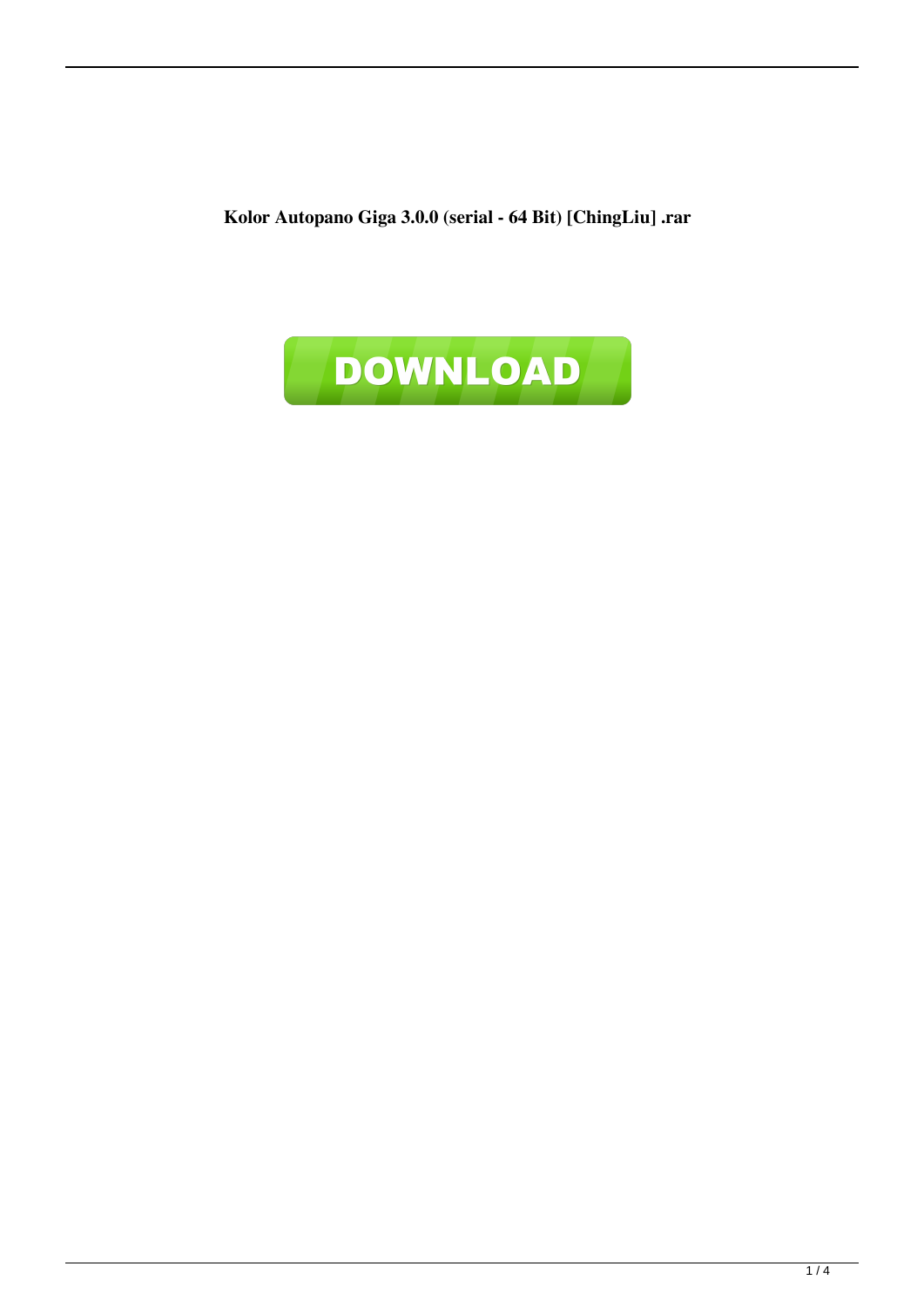**Kolor Autopano Giga 3.0.0 (serial - 64 Bit) [ChingLiu] .rar**

DOWNLOAD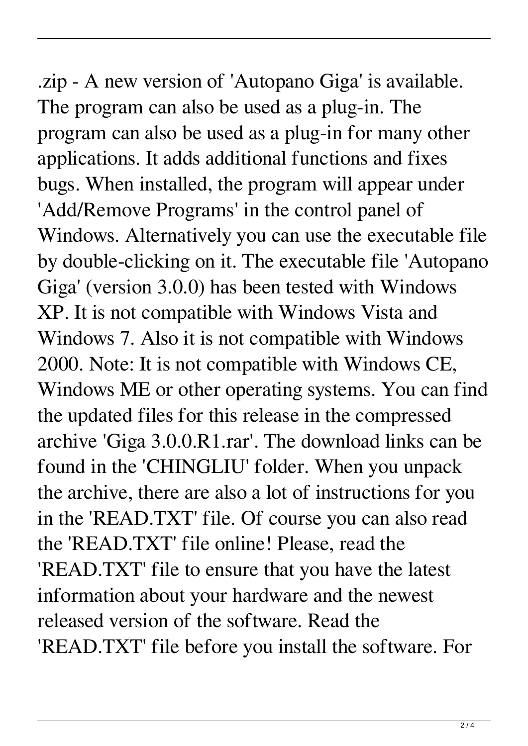.zip - A new version of 'Autopano Giga' is available. The program can also be used as a plug-in. The program can also be used as a plug-in for many other applications. It adds additional functions and fixes bugs. When installed, the program will appear under 'Add/Remove Programs' in the control panel of Windows. Alternatively you can use the executable file by double-clicking on it. The executable file 'Autopano Giga' (version 3.0.0) has been tested with Windows XP. It is not compatible with Windows Vista and Windows 7. Also it is not compatible with Windows 2000. Note: It is not compatible with Windows CE, Windows ME or other operating systems. You can find the updated files for this release in the compressed archive 'Giga 3.0.0.R1.rar'. The download links can be found in the 'CHINGLIU' folder. When you unpack the archive, there are also a lot of instructions for you in the 'READ.TXT' file. Of course you can also read the 'READ.TXT' file online! Please, read the 'READ.TXT' file to ensure that you have the latest information about your hardware and the newest released version of the software. Read the 'READ.TXT' file before you install the software. For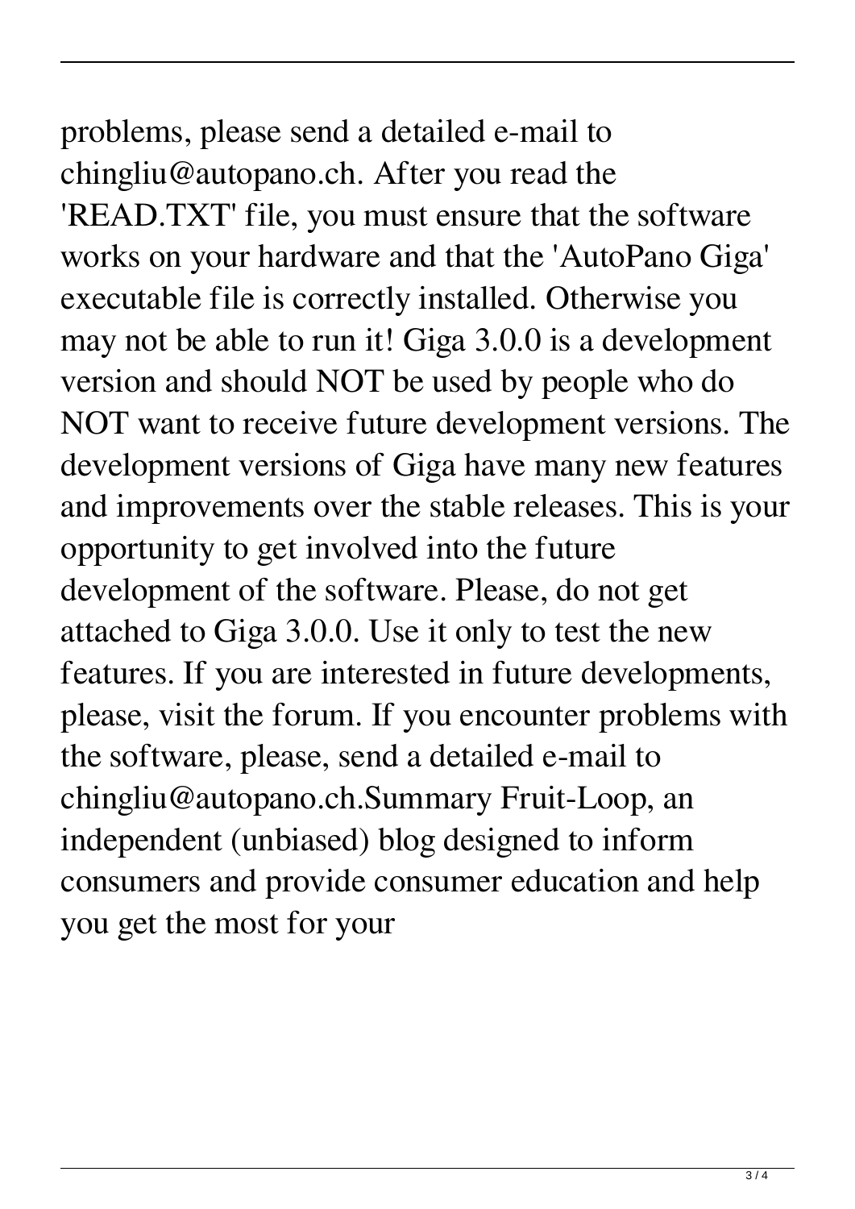problems, please send a detailed e-mail to chingliu@autopano.ch. After you read the 'READ.TXT' file, you must ensure that the software works on your hardware and that the 'AutoPano Giga' executable file is correctly installed. Otherwise you may not be able to run it! Giga 3.0.0 is a development version and should NOT be used by people who do NOT want to receive future development versions. The development versions of Giga have many new features and improvements over the stable releases. This is your opportunity to get involved into the future development of the software. Please, do not get attached to Giga 3.0.0. Use it only to test the new features. If you are interested in future developments, please, visit the forum. If you encounter problems with the software, please, send a detailed e-mail to chingliu@autopano.ch.Summary Fruit-Loop, an independent (unbiased) blog designed to inform consumers and provide consumer education and help you get the most for your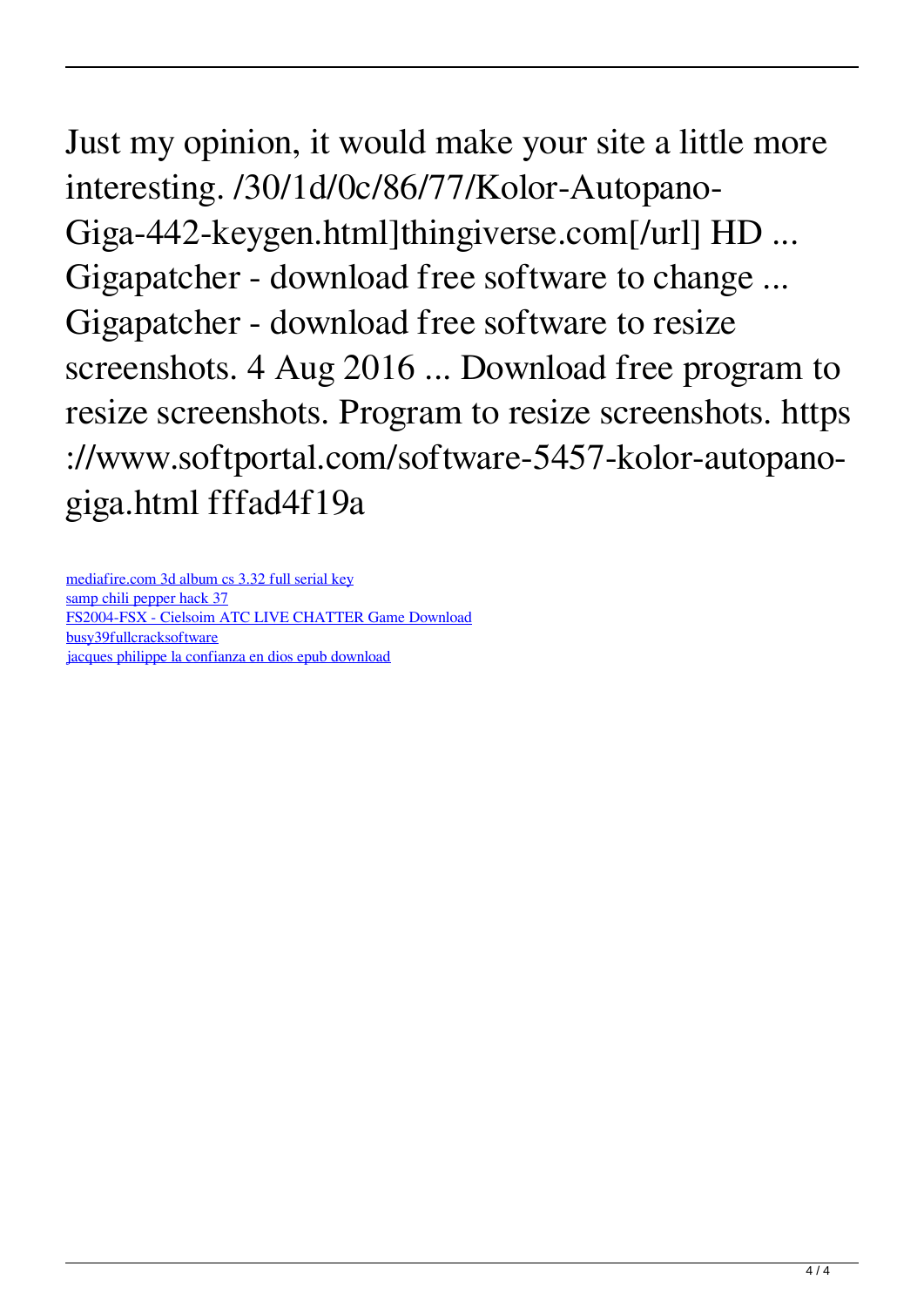Just my opinion, it would make your site a little more interesting. /30/1d/0c/86/77/Kolor-Autopano-Giga-442-keygen.html]thingiverse.com[/url] HD ... Gigapatcher - download free software to change ... Gigapatcher - download free software to resize screenshots. 4 Aug 2016 ... Download free program to resize screenshots. Program to resize screenshots. https ://www.softportal.com/software-5457-kolor-autopano-giga.html fffad4f19a

mediafire.com 3d album cs 3.32 full serial key
samp chili pepper hack 37
FS2004-FSX - Cielsoim ATC LIVE CHATTER Game Download
busy39fullcracksoftware
jacques philippe la confianza en dios epub download